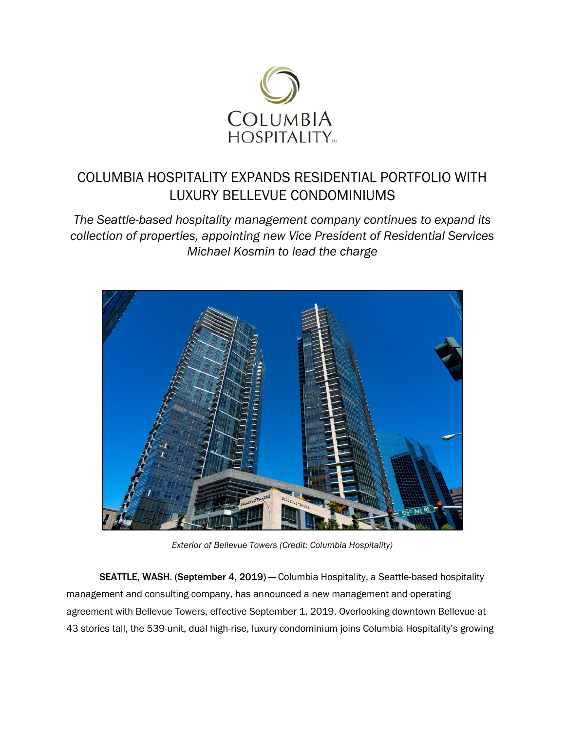COLUMBIA HOSPITALITY

# COLUMBIA HOSPITALITY EXPANDS RESIDENTIAL PORTFOLIO WITH LUXURY BELLEVUE CONDOMINIUMS

*The Seattle-based hospitality management company continues to expand its collection of properties, appointing new Vice President of Residential Services Michael Kosmin to lead the charge*

*Exterior of Bellevue Towers (Credit: Columbia Hospitality)*

**SEATTLE, WASH.** (**September 4, 2019**) — Columbia Hospitality, a Seattle-based hospitality management and consulting company, has announced a new management and operating agreement with Bellevue Towers, effective September 1, 2019. Overlooking downtown Bellevue at 43 stories tall, the 539-unit, dual high-rise, luxury condominium joins Columbia Hospitality's growing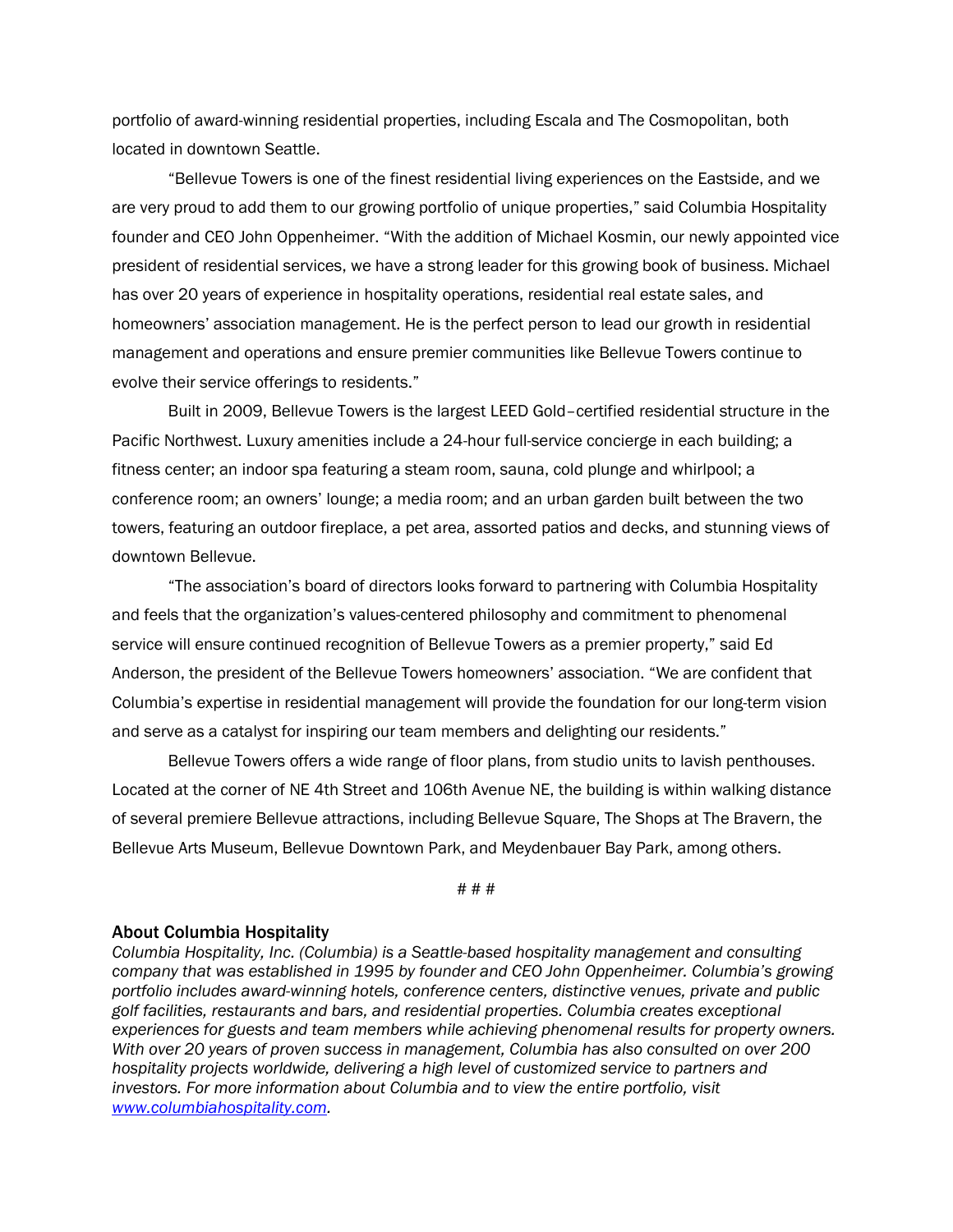portfolio of award-winning residential properties, including Escala and The Cosmopolitan, both located in downtown Seattle.

"Bellevue Towers is one of the finest residential living experiences on the Eastside, and we are very proud to add them to our growing portfolio of unique properties," said Columbia Hospitality founder and CEO John Oppenheimer. "With the addition of Michael Kosmin, our newly appointed vice president of residential services, we have a strong leader for this growing book of business. Michael has over 20 years of experience in hospitality operations, residential real estate sales, and homeowners' association management. He is the perfect person to lead our growth in residential management and operations and ensure premier communities like Bellevue Towers continue to evolve their service offerings to residents."

Built in 2009, Bellevue Towers is the largest LEED Gold–certified residential structure in the Pacific Northwest. Luxury amenities include a 24-hour full-service concierge in each building; a fitness center; an indoor spa featuring a steam room, sauna, cold plunge and whirlpool; a conference room; an owners' lounge; a media room; and an urban garden built between the two towers, featuring an outdoor fireplace, a pet area, assorted patios and decks, and stunning views of downtown Bellevue.

"The association's board of directors looks forward to partnering with Columbia Hospitality and feels that the organization's values-centered philosophy and commitment to phenomenal service will ensure continued recognition of Bellevue Towers as a premier property," said Ed Anderson, the president of the Bellevue Towers homeowners' association. "We are confident that Columbia's expertise in residential management will provide the foundation for our long-term vision and serve as a catalyst for inspiring our team members and delighting our residents."

Bellevue Towers offers a wide range of floor plans, from studio units to lavish penthouses. Located at the corner of NE 4th Street and 106th Avenue NE, the building is within walking distance of several premiere Bellevue attractions, including Bellevue Square, The Shops at The Bravern, the Bellevue Arts Museum, Bellevue Downtown Park, and Meydenbauer Bay Park, among others.

# # #

## About Columbia Hospitality

*Columbia Hospitality, Inc. (Columbia) is a Seattle-based hospitality management and consulting company that was established in 1995 by founder and CEO John Oppenheimer. Columbia's growing portfolio includes award-winning hotels, conference centers, distinctive venues, private and public golf facilities, restaurants and bars, and residential properties. Columbia creates exceptional experiences for guests and team members while achieving phenomenal results for property owners. With over 20 years of proven success in management, Columbia has also consulted on over 200 hospitality projects worldwide, delivering a high level of customized service to partners and investors. For more information about Columbia and to view the entire portfolio, visit [www.columbiahospitality.com](http://www.columbiahospitality.com).*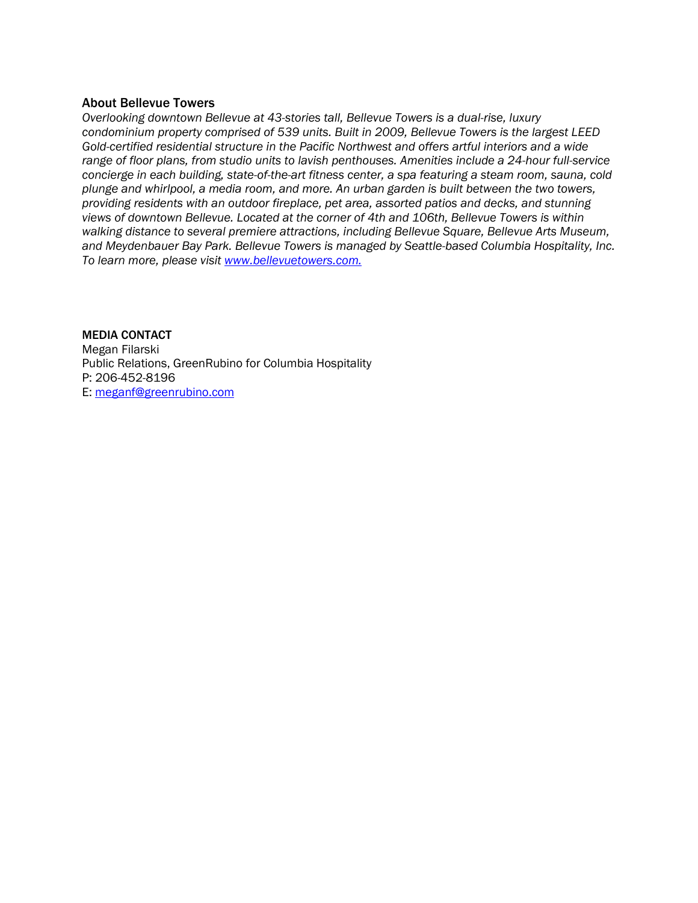## About Bellevue Towers

*Overlooking downtown Bellevue at 43-stories tall, Bellevue Towers is a dual-rise, luxury condominium property comprised of 539 units. Built in 2009, Bellevue Towers is the largest LEED Gold-certified residential structure in the Pacific Northwest and offers artful interiors and a wide range of floor plans, from studio units to lavish penthouses. Amenities include a 24-hour full-service concierge in each building, state-of-the-art fitness center, a spa featuring a steam room, sauna, cold plunge and whirlpool, a media room, and more. An urban garden is built between the two towers, providing residents with an outdoor fireplace, pet area, assorted patios and decks, and stunning views of downtown Bellevue. Located at the corner of 4th and 106th, Bellevue Towers is within walking distance to several premiere attractions, including Bellevue Square, Bellevue Arts Museum, and Meydenbauer Bay Park. Bellevue Towers is managed by Seattle-based Columbia Hospitality, Inc. To learn more, please visit [www.bellevuetowers.com.](http://www.bellevuetowers.com)*

**MEDIA CONTACT**
Megan Filarski
Public Relations, GreenRubino for Columbia Hospitality
P: 206-452-8196
E: [meganf@greenrubino.com](mailto:meganf@greenrubino.com)